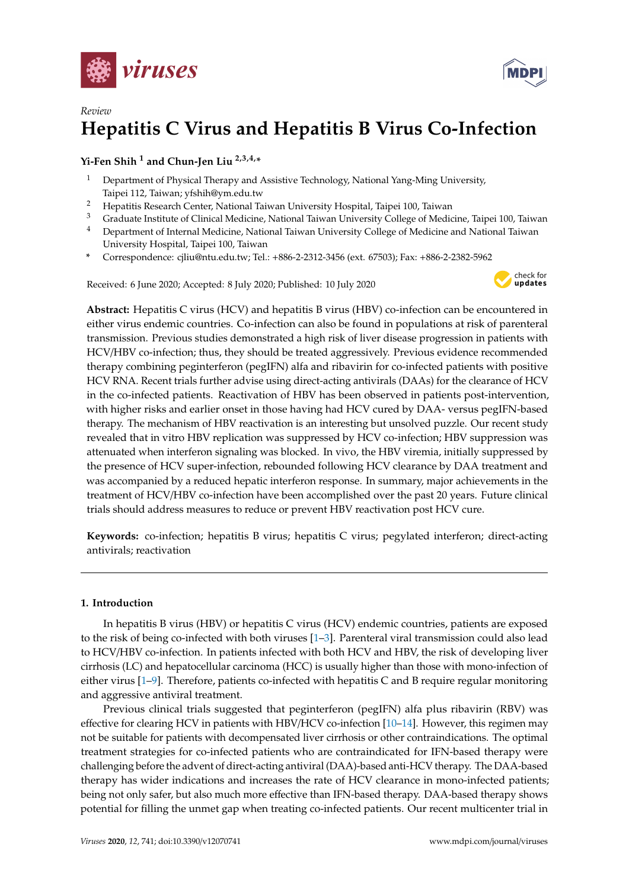*Review*

# Hepatitis C Virus and Hepatitis B Virus Co-Infection

**Yi-Fen Shih** [1] **and Chun-Jen Liu** [2,3,4,*]

1 Department of Physical Therapy and Assistive Technology, National Yang-Ming University, Taipei 112, Taiwan; yfshih@ym.edu.tw
2 Hepatitis Research Center, National Taiwan University Hospital, Taipei 100, Taiwan
3 Graduate Institute of Clinical Medicine, National Taiwan University College of Medicine, Taipei 100, Taiwan
4 Department of Internal Medicine, National Taiwan University College of Medicine and National Taiwan University Hospital, Taipei 100, Taiwan
* Correspondence: cjliu@ntu.edu.tw; Tel.: +886-2-2312-3456 (ext. 67503); Fax: +886-2-2382-5962

Received: 6 June 2020; Accepted: 8 July 2020; Published: 10 July 2020

**Abstract:** Hepatitis C virus (HCV) and hepatitis B virus (HBV) co-infection can be encountered in either virus endemic countries. Co-infection can also be found in populations at risk of parenteral transmission. Previous studies demonstrated a high risk of liver disease progression in patients with HCV/HBV co-infection; thus, they should be treated aggressively. Previous evidence recommended therapy combining peginterferon (pegIFN) alfa and ribavirin for co-infected patients with positive HCV RNA. Recent trials further advise using direct-acting antivirals (DAAs) for the clearance of HCV in the co-infected patients. Reactivation of HBV has been observed in patients post-intervention, with higher risks and earlier onset in those having had HCV cured by DAA- versus pegIFN-based therapy. The mechanism of HBV reactivation is an interesting but unsolved puzzle. Our recent study revealed that in vitro HBV replication was suppressed by HCV co-infection; HBV suppression was attenuated when interferon signaling was blocked. In vivo, the HBV viremia, initially suppressed by the presence of HCV super-infection, rebounded following HCV clearance by DAA treatment and was accompanied by a reduced hepatic interferon response. In summary, major achievements in the treatment of HCV/HBV co-infection have been accomplished over the past 20 years. Future clinical trials should address measures to reduce or prevent HBV reactivation post HCV cure.

**Keywords:** co-infection; hepatitis B virus; hepatitis C virus; pegylated interferon; direct-acting antivirals; reactivation

## 1. Introduction

In hepatitis B virus (HBV) or hepatitis C virus (HCV) endemic countries, patients are exposed to the risk of being co-infected with both viruses [1–3]. Parenteral viral transmission could also lead to HCV/HBV co-infection. In patients infected with both HCV and HBV, the risk of developing liver cirrhosis (LC) and hepatocellular carcinoma (HCC) is usually higher than those with mono-infection of either virus [1–9]. Therefore, patients co-infected with hepatitis C and B require regular monitoring and aggressive antiviral treatment.

Previous clinical trials suggested that peginterferon (pegIFN) alfa plus ribavirin (RBV) was effective for clearing HCV in patients with HBV/HCV co-infection [10–14]. However, this regimen may not be suitable for patients with decompensated liver cirrhosis or other contraindications. The optimal treatment strategies for co-infected patients who are contraindicated for IFN-based therapy were challenging before the advent of direct-acting antiviral (DAA)-based anti-HCV therapy. The DAA-based therapy has wider indications and increases the rate of HCV clearance in mono-infected patients; being not only safer, but also much more effective than IFN-based therapy. DAA-based therapy shows potential for filling the unmet gap when treating co-infected patients. Our recent multicenter trial in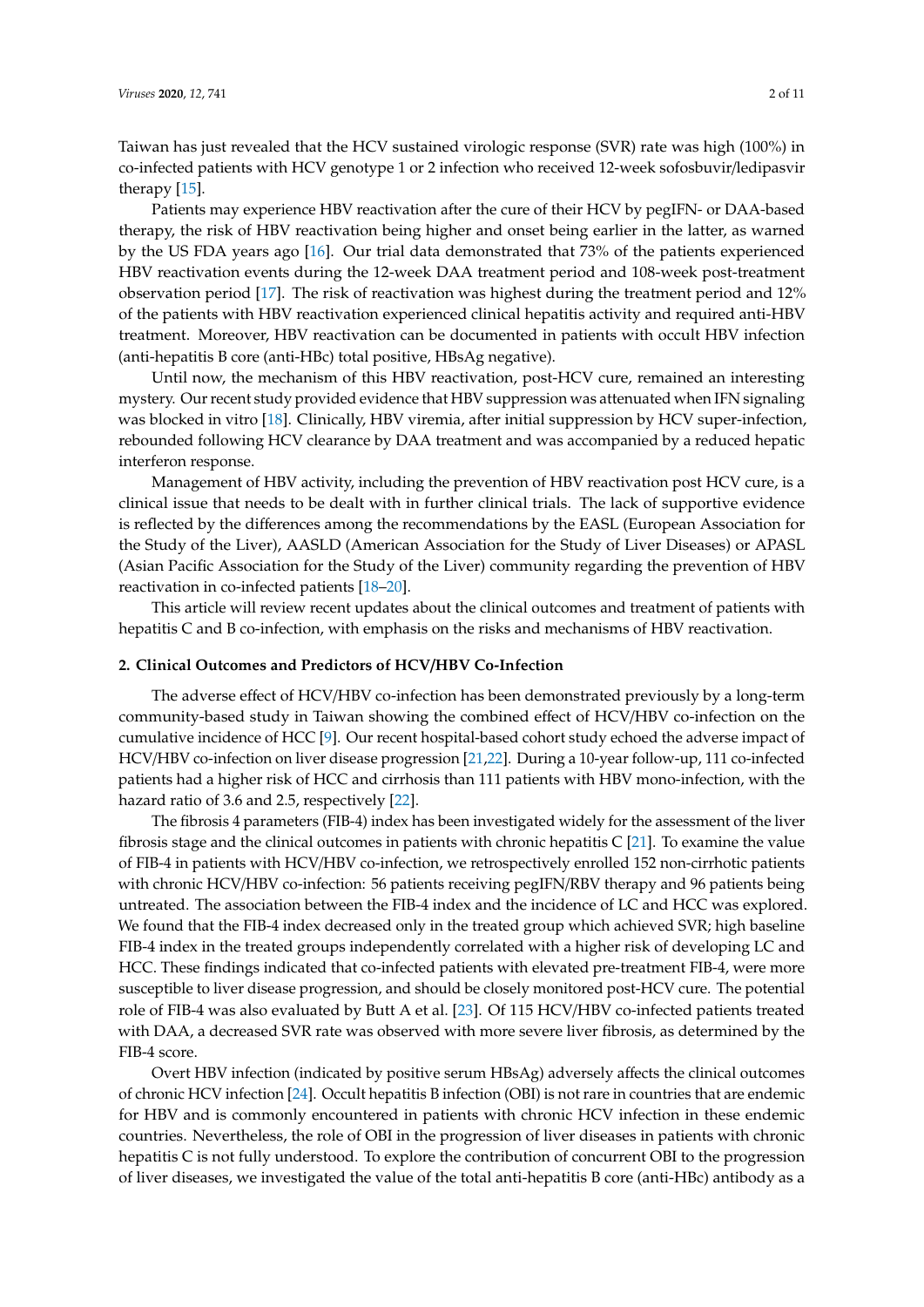Taiwan has just revealed that the HCV sustained virologic response (SVR) rate was high (100%) in co-infected patients with HCV genotype 1 or 2 infection who received 12-week sofosbuvir/ledipasvir therapy [15].

Patients may experience HBV reactivation after the cure of their HCV by pegIFN- or DAA-based therapy, the risk of HBV reactivation being higher and onset being earlier in the latter, as warned by the US FDA years ago [16]. Our trial data demonstrated that 73% of the patients experienced HBV reactivation events during the 12-week DAA treatment period and 108-week post-treatment observation period [17]. The risk of reactivation was highest during the treatment period and 12% of the patients with HBV reactivation experienced clinical hepatitis activity and required anti-HBV treatment. Moreover, HBV reactivation can be documented in patients with occult HBV infection (anti-hepatitis B core (anti-HBc) total positive, HBsAg negative).

Until now, the mechanism of this HBV reactivation, post-HCV cure, remained an interesting mystery. Our recent study provided evidence that HBV suppression was attenuated when IFN signaling was blocked in vitro [18]. Clinically, HBV viremia, after initial suppression by HCV super-infection, rebounded following HCV clearance by DAA treatment and was accompanied by a reduced hepatic interferon response.

Management of HBV activity, including the prevention of HBV reactivation post HCV cure, is a clinical issue that needs to be dealt with in further clinical trials. The lack of supportive evidence is reflected by the differences among the recommendations by the EASL (European Association for the Study of the Liver), AASLD (American Association for the Study of Liver Diseases) or APASL (Asian Pacific Association for the Study of the Liver) community regarding the prevention of HBV reactivation in co-infected patients [18–20].

This article will review recent updates about the clinical outcomes and treatment of patients with hepatitis C and B co-infection, with emphasis on the risks and mechanisms of HBV reactivation.

## 2. Clinical Outcomes and Predictors of HCV/HBV Co-Infection

The adverse effect of HCV/HBV co-infection has been demonstrated previously by a long-term community-based study in Taiwan showing the combined effect of HCV/HBV co-infection on the cumulative incidence of HCC [9]. Our recent hospital-based cohort study echoed the adverse impact of HCV/HBV co-infection on liver disease progression [21,22]. During a 10-year follow-up, 111 co-infected patients had a higher risk of HCC and cirrhosis than 111 patients with HBV mono-infection, with the hazard ratio of 3.6 and 2.5, respectively [22].

The fibrosis 4 parameters (FIB-4) index has been investigated widely for the assessment of the liver fibrosis stage and the clinical outcomes in patients with chronic hepatitis C [21]. To examine the value of FIB-4 in patients with HCV/HBV co-infection, we retrospectively enrolled 152 non-cirrhotic patients with chronic HCV/HBV co-infection: 56 patients receiving pegIFN/RBV therapy and 96 patients being untreated. The association between the FIB-4 index and the incidence of LC and HCC was explored. We found that the FIB-4 index decreased only in the treated group which achieved SVR; high baseline FIB-4 index in the treated groups independently correlated with a higher risk of developing LC and HCC. These findings indicated that co-infected patients with elevated pre-treatment FIB-4, were more susceptible to liver disease progression, and should be closely monitored post-HCV cure. The potential role of FIB-4 was also evaluated by Butt A et al. [23]. Of 115 HCV/HBV co-infected patients treated with DAA, a decreased SVR rate was observed with more severe liver fibrosis, as determined by the FIB-4 score.

Overt HBV infection (indicated by positive serum HBsAg) adversely affects the clinical outcomes of chronic HCV infection [24]. Occult hepatitis B infection (OBI) is not rare in countries that are endemic for HBV and is commonly encountered in patients with chronic HCV infection in these endemic countries. Nevertheless, the role of OBI in the progression of liver diseases in patients with chronic hepatitis C is not fully understood. To explore the contribution of concurrent OBI to the progression of liver diseases, we investigated the value of the total anti-hepatitis B core (anti-HBc) antibody as a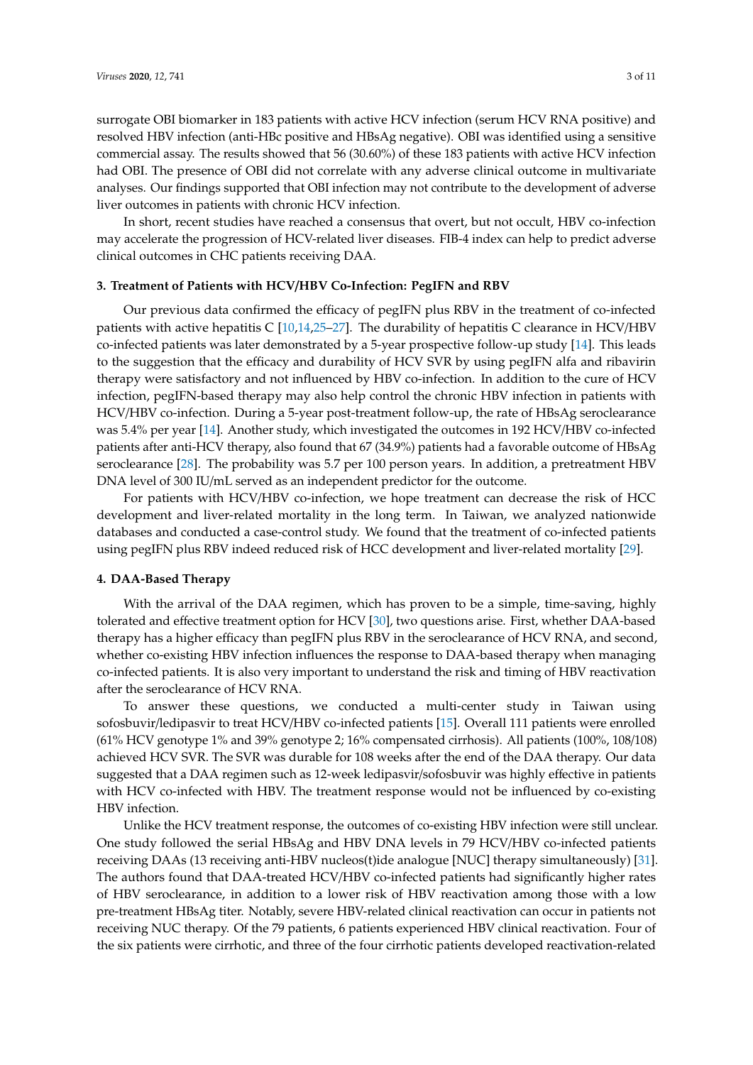surrogate OBI biomarker in 183 patients with active HCV infection (serum HCV RNA positive) and resolved HBV infection (anti-HBc positive and HBsAg negative). OBI was identified using a sensitive commercial assay. The results showed that 56 (30.60%) of these 183 patients with active HCV infection had OBI. The presence of OBI did not correlate with any adverse clinical outcome in multivariate analyses. Our findings supported that OBI infection may not contribute to the development of adverse liver outcomes in patients with chronic HCV infection.

In short, recent studies have reached a consensus that overt, but not occult, HBV co-infection may accelerate the progression of HCV-related liver diseases. FIB-4 index can help to predict adverse clinical outcomes in CHC patients receiving DAA.

## 3. Treatment of Patients with HCV/HBV Co-Infection: PegIFN and RBV

Our previous data confirmed the efficacy of pegIFN plus RBV in the treatment of co-infected patients with active hepatitis C [10,14,25–27]. The durability of hepatitis C clearance in HCV/HBV co-infected patients was later demonstrated by a 5-year prospective follow-up study [14]. This leads to the suggestion that the efficacy and durability of HCV SVR by using pegIFN alfa and ribavirin therapy were satisfactory and not influenced by HBV co-infection. In addition to the cure of HCV infection, pegIFN-based therapy may also help control the chronic HBV infection in patients with HCV/HBV co-infection. During a 5-year post-treatment follow-up, the rate of HBsAg seroclearance was 5.4% per year [14]. Another study, which investigated the outcomes in 192 HCV/HBV co-infected patients after anti-HCV therapy, also found that 67 (34.9%) patients had a favorable outcome of HBsAg seroclearance [28]. The probability was 5.7 per 100 person years. In addition, a pretreatment HBV DNA level of 300 IU/mL served as an independent predictor for the outcome.

For patients with HCV/HBV co-infection, we hope treatment can decrease the risk of HCC development and liver-related mortality in the long term. In Taiwan, we analyzed nationwide databases and conducted a case-control study. We found that the treatment of co-infected patients using pegIFN plus RBV indeed reduced risk of HCC development and liver-related mortality [29].

## 4. DAA-Based Therapy

With the arrival of the DAA regimen, which has proven to be a simple, time-saving, highly tolerated and effective treatment option for HCV [30], two questions arise. First, whether DAA-based therapy has a higher efficacy than pegIFN plus RBV in the seroclearance of HCV RNA, and second, whether co-existing HBV infection influences the response to DAA-based therapy when managing co-infected patients. It is also very important to understand the risk and timing of HBV reactivation after the seroclearance of HCV RNA.

To answer these questions, we conducted a multi-center study in Taiwan using sofosbuvir/ledipasvir to treat HCV/HBV co-infected patients [15]. Overall 111 patients were enrolled (61% HCV genotype 1% and 39% genotype 2; 16% compensated cirrhosis). All patients (100%, 108/108) achieved HCV SVR. The SVR was durable for 108 weeks after the end of the DAA therapy. Our data suggested that a DAA regimen such as 12-week ledipasvir/sofosbuvir was highly effective in patients with HCV co-infected with HBV. The treatment response would not be influenced by co-existing HBV infection.

Unlike the HCV treatment response, the outcomes of co-existing HBV infection were still unclear. One study followed the serial HBsAg and HBV DNA levels in 79 HCV/HBV co-infected patients receiving DAAs (13 receiving anti-HBV nucleos(t)ide analogue [NUC] therapy simultaneously) [31]. The authors found that DAA-treated HCV/HBV co-infected patients had significantly higher rates of HBV seroclearance, in addition to a lower risk of HBV reactivation among those with a low pre-treatment HBsAg titer. Notably, severe HBV-related clinical reactivation can occur in patients not receiving NUC therapy. Of the 79 patients, 6 patients experienced HBV clinical reactivation. Four of the six patients were cirrhotic, and three of the four cirrhotic patients developed reactivation-related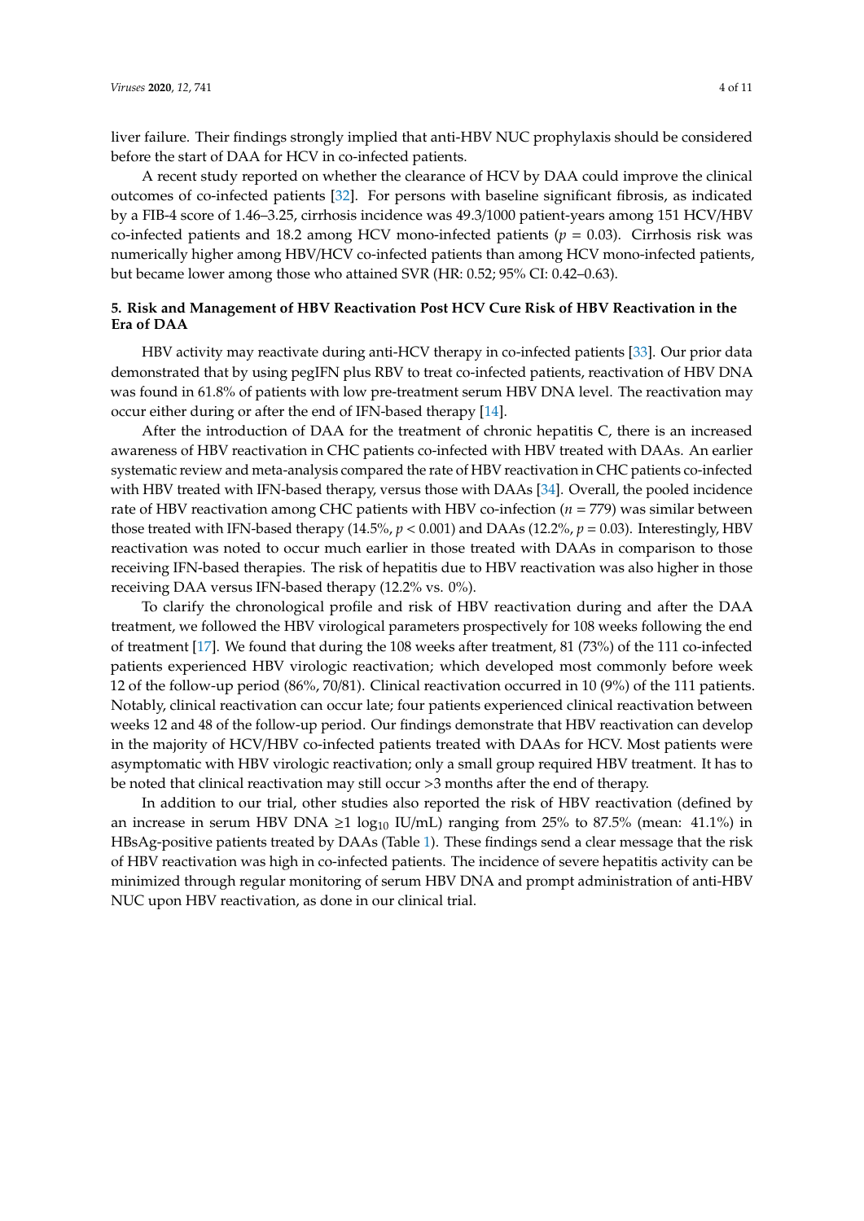liver failure. Their findings strongly implied that anti-HBV NUC prophylaxis should be considered before the start of DAA for HCV in co-infected patients.

A recent study reported on whether the clearance of HCV by DAA could improve the clinical outcomes of co-infected patients [32]. For persons with baseline significant fibrosis, as indicated by a FIB-4 score of 1.46–3.25, cirrhosis incidence was 49.3/1000 patient-years among 151 HCV/HBV co-infected patients and 18.2 among HCV mono-infected patients ($p = 0.03$). Cirrhosis risk was numerically higher among HBV/HCV co-infected patients than among HCV mono-infected patients, but became lower among those who attained SVR (HR: 0.52; 95% CI: 0.42–0.63).

### 5. Risk and Management of HBV Reactivation Post HCV Cure Risk of HBV Reactivation in the Era of DAA

HBV activity may reactivate during anti-HCV therapy in co-infected patients [33]. Our prior data demonstrated that by using pegIFN plus RBV to treat co-infected patients, reactivation of HBV DNA was found in 61.8% of patients with low pre-treatment serum HBV DNA level. The reactivation may occur either during or after the end of IFN-based therapy [14].

After the introduction of DAA for the treatment of chronic hepatitis C, there is an increased awareness of HBV reactivation in CHC patients co-infected with HBV treated with DAAs. An earlier systematic review and meta-analysis compared the rate of HBV reactivation in CHC patients co-infected with HBV treated with IFN-based therapy, versus those with DAAs [34]. Overall, the pooled incidence rate of HBV reactivation among CHC patients with HBV co-infection ($n = 779$) was similar between those treated with IFN-based therapy (14.5%, $p < 0.001$) and DAAs (12.2%, $p = 0.03$). Interestingly, HBV reactivation was noted to occur much earlier in those treated with DAAs in comparison to those receiving IFN-based therapies. The risk of hepatitis due to HBV reactivation was also higher in those receiving DAA versus IFN-based therapy (12.2% vs. 0%).

To clarify the chronological profile and risk of HBV reactivation during and after the DAA treatment, we followed the HBV virological parameters prospectively for 108 weeks following the end of treatment [17]. We found that during the 108 weeks after treatment, 81 (73%) of the 111 co-infected patients experienced HBV virologic reactivation; which developed most commonly before week 12 of the follow-up period (86%, 70/81). Clinical reactivation occurred in 10 (9%) of the 111 patients. Notably, clinical reactivation can occur late; four patients experienced clinical reactivation between weeks 12 and 48 of the follow-up period. Our findings demonstrate that HBV reactivation can develop in the majority of HCV/HBV co-infected patients treated with DAAs for HCV. Most patients were asymptomatic with HBV virologic reactivation; only a small group required HBV treatment. It has to be noted that clinical reactivation may still occur >3 months after the end of therapy.

In addition to our trial, other studies also reported the risk of HBV reactivation (defined by an increase in serum HBV DNA $\geq 1 \log_{10}$ IU/mL) ranging from 25% to 87.5% (mean: 41.1%) in HBsAg-positive patients treated by DAAs (Table 1). These findings send a clear message that the risk of HBV reactivation was high in co-infected patients. The incidence of severe hepatitis activity can be minimized through regular monitoring of serum HBV DNA and prompt administration of anti-HBV NUC upon HBV reactivation, as done in our clinical trial.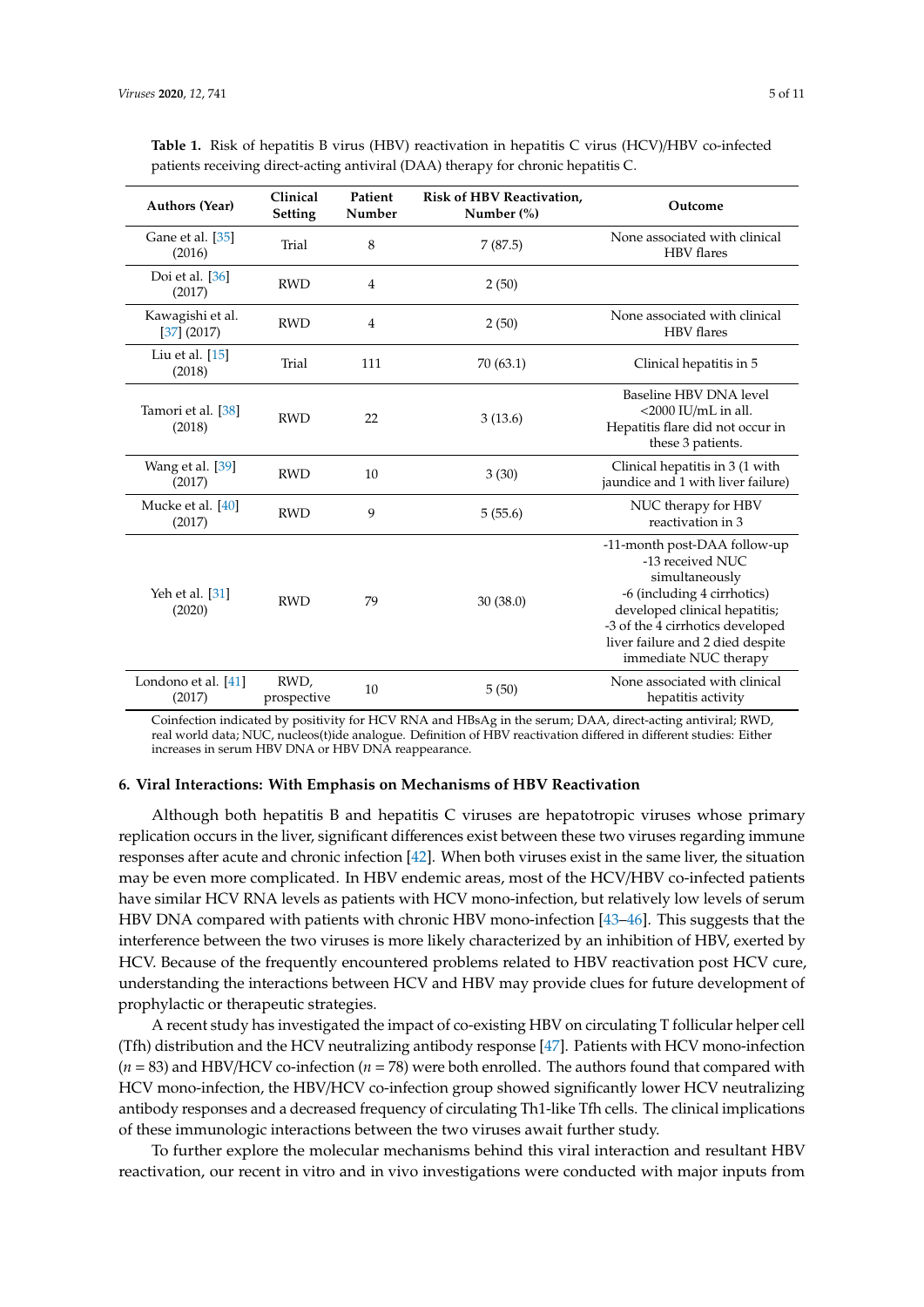**Table 1.** Risk of hepatitis B virus (HBV) reactivation in hepatitis C virus (HCV)/HBV co-infected patients receiving direct-acting antiviral (DAA) therapy for chronic hepatitis C.

| Authors (Year) | Clinical Setting | Patient Number | Risk of HBV Reactivation, Number (%) | Outcome |
|---|---|---|---|---|
| Gane et al. [35] (2016) | Trial | 8 | 7 (87.5) | None associated with clinical HBV flares |
| Doi et al. [36] (2017) | RWD | 4 | 2 (50) | |
| Kawagishi et al. [37] (2017) | RWD | 4 | 2 (50) | None associated with clinical HBV flares |
| Liu et al. [15] (2018) | Trial | 111 | 70 (63.1) | Clinical hepatitis in 5 |
| Tamori et al. [38] (2018) | RWD | 22 | 3 (13.6) | Baseline HBV DNA level <2000 IU/mL in all. Hepatitis flare did not occur in these 3 patients. |
| Wang et al. [39] (2017) | RWD | 10 | 3 (30) | Clinical hepatitis in 3 (1 with jaundice and 1 with liver failure) |
| Mucke et al. [40] (2017) | RWD | 9 | 5 (55.6) | NUC therapy for HBV reactivation in 3 |
| Yeh et al. [31] (2020) | RWD | 79 | 30 (38.0) | -11-month post-DAA follow-up -13 received NUC simultaneously -6 (including 4 cirrhotics) developed clinical hepatitis; -3 of the 4 cirrhotics developed liver failure and 2 died despite immediate NUC therapy |
| Londono et al. [41] (2017) | RWD, prospective | 10 | 5 (50) | None associated with clinical hepatitis activity |

Coinfection indicated by positivity for HCV RNA and HBsAg in the serum; DAA, direct-acting antiviral; RWD, real world data; NUC, nucleos(t)ide analogue. Definition of HBV reactivation differed in different studies: Either increases in serum HBV DNA or HBV DNA reappearance.

## 6. Viral Interactions: With Emphasis on Mechanisms of HBV Reactivation

Although both hepatitis B and hepatitis C viruses are hepatotropic viruses whose primary replication occurs in the liver, significant differences exist between these two viruses regarding immune responses after acute and chronic infection [42]. When both viruses exist in the same liver, the situation may be even more complicated. In HBV endemic areas, most of the HCV/HBV co-infected patients have similar HCV RNA levels as patients with HCV mono-infection, but relatively low levels of serum HBV DNA compared with patients with chronic HBV mono-infection [43–46]. This suggests that the interference between the two viruses is more likely characterized by an inhibition of HBV, exerted by HCV. Because of the frequently encountered problems related to HBV reactivation post HCV cure, understanding the interactions between HCV and HBV may provide clues for future development of prophylactic or therapeutic strategies.

A recent study has investigated the impact of co-existing HBV on circulating T follicular helper cell (Tfh) distribution and the HCV neutralizing antibody response [47]. Patients with HCV mono-infection ($n = 83$) and HBV/HCV co-infection ($n = 78$) were both enrolled. The authors found that compared with HCV mono-infection, the HBV/HCV co-infection group showed significantly lower HCV neutralizing antibody responses and a decreased frequency of circulating Th1-like Tfh cells. The clinical implications of these immunologic interactions between the two viruses await further study.

To further explore the molecular mechanisms behind this viral interaction and resultant HBV reactivation, our recent in vitro and in vivo investigations were conducted with major inputs from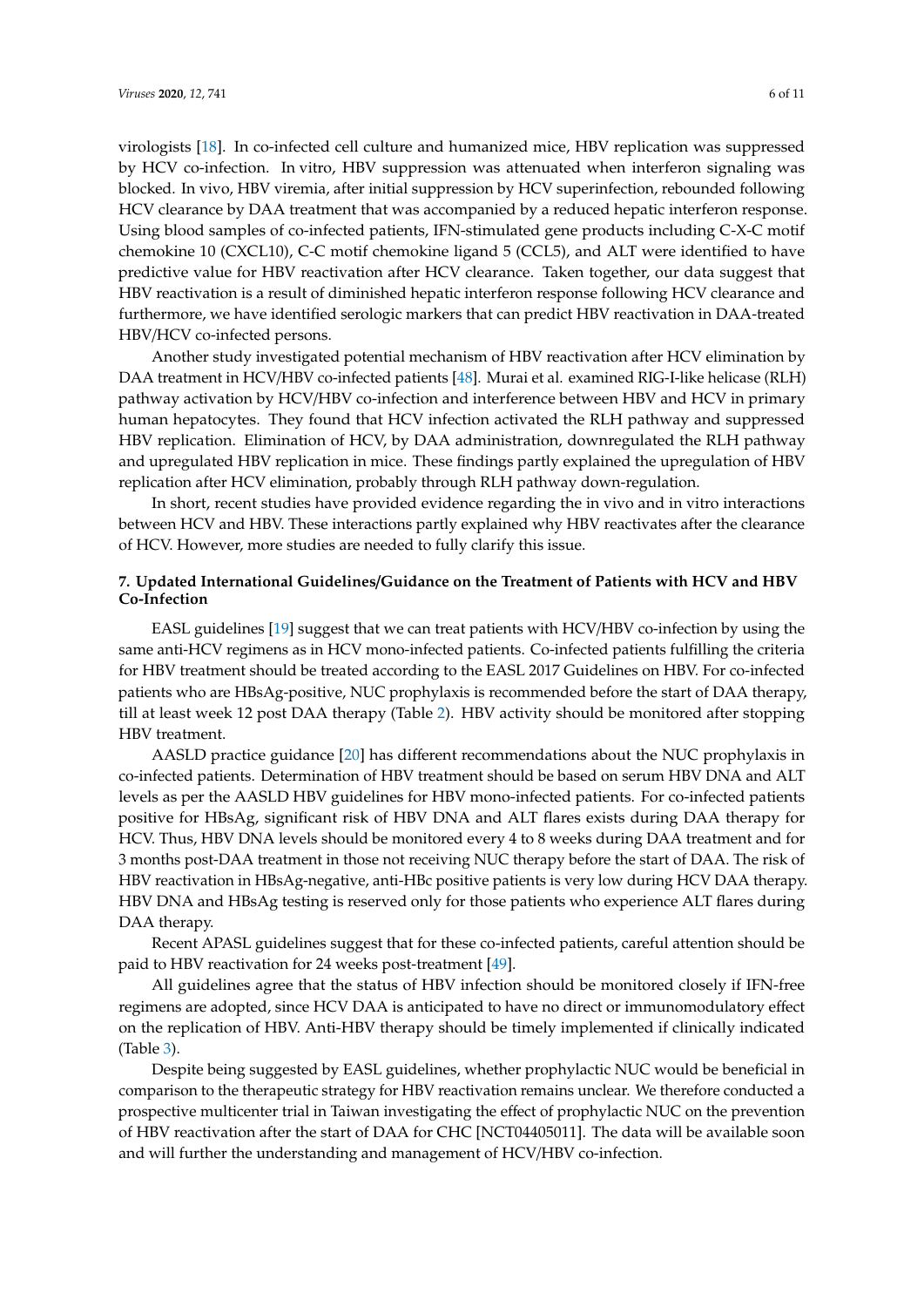virologists [18]. In co-infected cell culture and humanized mice, HBV replication was suppressed by HCV co-infection. In vitro, HBV suppression was attenuated when interferon signaling was blocked. In vivo, HBV viremia, after initial suppression by HCV superinfection, rebounded following HCV clearance by DAA treatment that was accompanied by a reduced hepatic interferon response. Using blood samples of co-infected patients, IFN-stimulated gene products including C-X-C motif chemokine 10 (CXCL10), C-C motif chemokine ligand 5 (CCL5), and ALT were identified to have predictive value for HBV reactivation after HCV clearance. Taken together, our data suggest that HBV reactivation is a result of diminished hepatic interferon response following HCV clearance and furthermore, we have identified serologic markers that can predict HBV reactivation in DAA-treated HBV/HCV co-infected persons.

Another study investigated potential mechanism of HBV reactivation after HCV elimination by DAA treatment in HCV/HBV co-infected patients [48]. Murai et al. examined RIG-I-like helicase (RLH) pathway activation by HCV/HBV co-infection and interference between HBV and HCV in primary human hepatocytes. They found that HCV infection activated the RLH pathway and suppressed HBV replication. Elimination of HCV, by DAA administration, downregulated the RLH pathway and upregulated HBV replication in mice. These findings partly explained the upregulation of HBV replication after HCV elimination, probably through RLH pathway down-regulation.

In short, recent studies have provided evidence regarding the in vivo and in vitro interactions between HCV and HBV. These interactions partly explained why HBV reactivates after the clearance of HCV. However, more studies are needed to fully clarify this issue.

## 7. Updated International Guidelines/Guidance on the Treatment of Patients with HCV and HBV Co-Infection

EASL guidelines [19] suggest that we can treat patients with HCV/HBV co-infection by using the same anti-HCV regimens as in HCV mono-infected patients. Co-infected patients fulfilling the criteria for HBV treatment should be treated according to the EASL 2017 Guidelines on HBV. For co-infected patients who are HBsAg-positive, NUC prophylaxis is recommended before the start of DAA therapy, till at least week 12 post DAA therapy (Table 2). HBV activity should be monitored after stopping HBV treatment.

AASLD practice guidance [20] has different recommendations about the NUC prophylaxis in co-infected patients. Determination of HBV treatment should be based on serum HBV DNA and ALT levels as per the AASLD HBV guidelines for HBV mono-infected patients. For co-infected patients positive for HBsAg, significant risk of HBV DNA and ALT flares exists during DAA therapy for HCV. Thus, HBV DNA levels should be monitored every 4 to 8 weeks during DAA treatment and for 3 months post-DAA treatment in those not receiving NUC therapy before the start of DAA. The risk of HBV reactivation in HBsAg-negative, anti-HBc positive patients is very low during HCV DAA therapy. HBV DNA and HBsAg testing is reserved only for those patients who experience ALT flares during DAA therapy.

Recent APASL guidelines suggest that for these co-infected patients, careful attention should be paid to HBV reactivation for 24 weeks post-treatment [49].

All guidelines agree that the status of HBV infection should be monitored closely if IFN-free regimens are adopted, since HCV DAA is anticipated to have no direct or immunomodulatory effect on the replication of HBV. Anti-HBV therapy should be timely implemented if clinically indicated (Table 3).

Despite being suggested by EASL guidelines, whether prophylactic NUC would be beneficial in comparison to the therapeutic strategy for HBV reactivation remains unclear. We therefore conducted a prospective multicenter trial in Taiwan investigating the effect of prophylactic NUC on the prevention of HBV reactivation after the start of DAA for CHC [NCT04405011]. The data will be available soon and will further the understanding and management of HCV/HBV co-infection.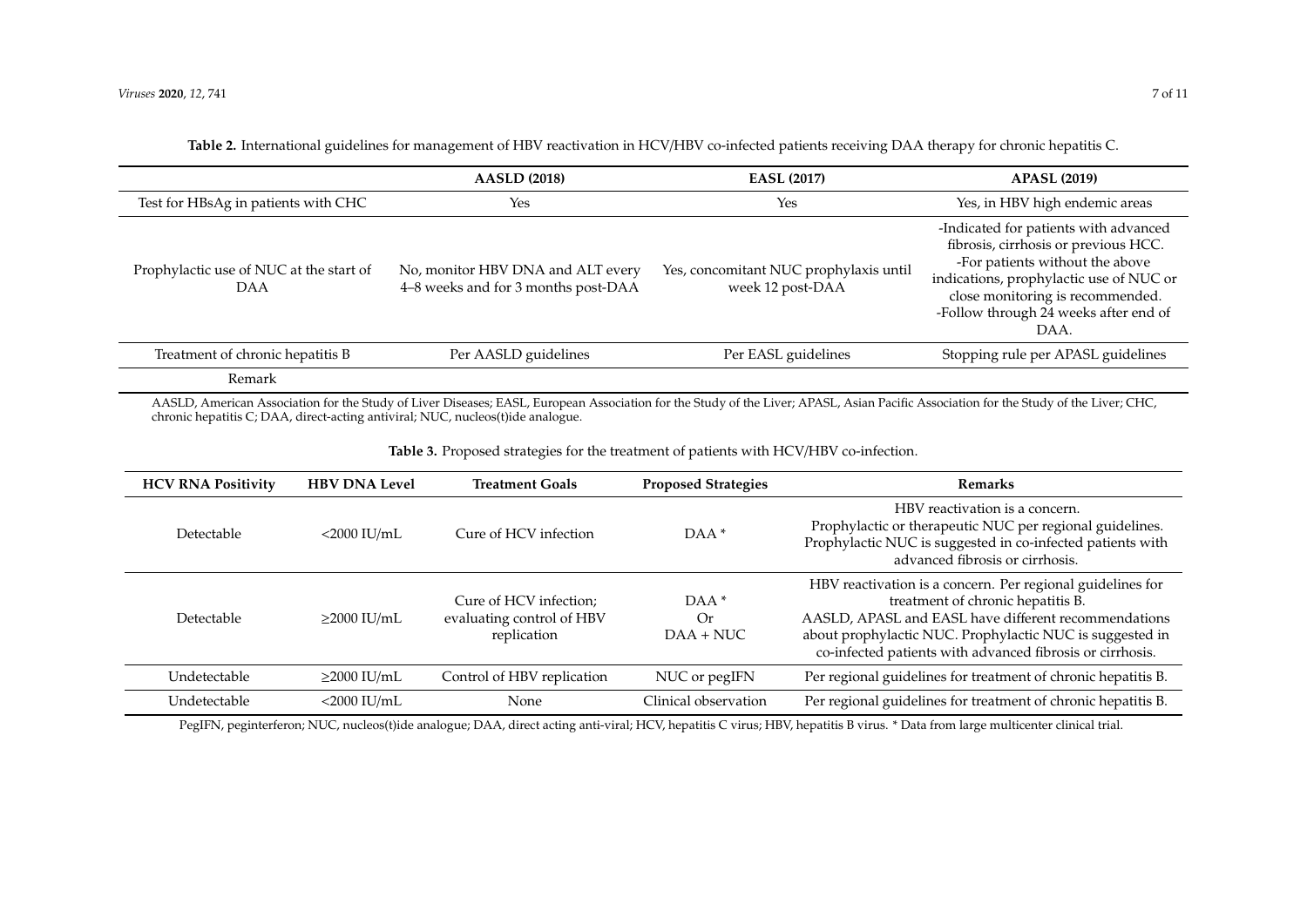**Table 2.** International guidelines for management of HBV reactivation in HCV/HBV co-infected patients receiving DAA therapy for chronic hepatitis C.

| | AASLD (2018) | EASL (2017) | APASL (2019) |
|---|---|---|---|
| Test for HBsAg in patients with CHC | Yes | Yes | Yes, in HBV high endemic areas |
| Prophylactic use of NUC at the start of DAA | No, monitor HBV DNA and ALT every 4–8 weeks and for 3 months post-DAA | Yes, concomitant NUC prophylaxis until week 12 post-DAA | -Indicated for patients with advanced fibrosis, cirrhosis or previous HCC. -For patients without the above indications, prophylactic use of NUC or close monitoring is recommended. -Follow through 24 weeks after end of DAA. |
| Treatment of chronic hepatitis B | Per AASLD guidelines | Per EASL guidelines | Stopping rule per APASL guidelines |
| Remark | | | |

AASLD, American Association for the Study of Liver Diseases; EASL, European Association for the Study of the Liver; APASL, Asian Pacific Association for the Study of the Liver; CHC, chronic hepatitis C; DAA, direct-acting antiviral; NUC, nucleos(t)ide analogue.

**Table 3.** Proposed strategies for the treatment of patients with HCV/HBV co-infection.

| HCV RNA Positivity | HBV DNA Level | Treatment Goals | Proposed Strategies | Remarks |
|---|---|---|---|---|
| Detectable | <2000 IU/mL | Cure of HCV infection | DAA * | HBV reactivation is a concern. Prophylactic or therapeutic NUC per regional guidelines. Prophylactic NUC is suggested in co-infected patients with advanced fibrosis or cirrhosis. |
| Detectable | ≥2000 IU/mL | Cure of HCV infection; evaluating control of HBV replication | DAA * Or DAA + NUC | HBV reactivation is a concern. Per regional guidelines for treatment of chronic hepatitis B. AASLD, APASL and EASL have different recommendations about prophylactic NUC. Prophylactic NUC is suggested in co-infected patients with advanced fibrosis or cirrhosis. |
| Undetectable | ≥2000 IU/mL | Control of HBV replication | NUC or pegIFN | Per regional guidelines for treatment of chronic hepatitis B. |
| Undetectable | <2000 IU/mL | None | Clinical observation | Per regional guidelines for treatment of chronic hepatitis B. |

PegIFN, peginterferon; NUC, nucleos(t)ide analogue; DAA, direct acting anti-viral; HCV, hepatitis C virus; HBV, hepatitis B virus. * Data from large multicenter clinical trial.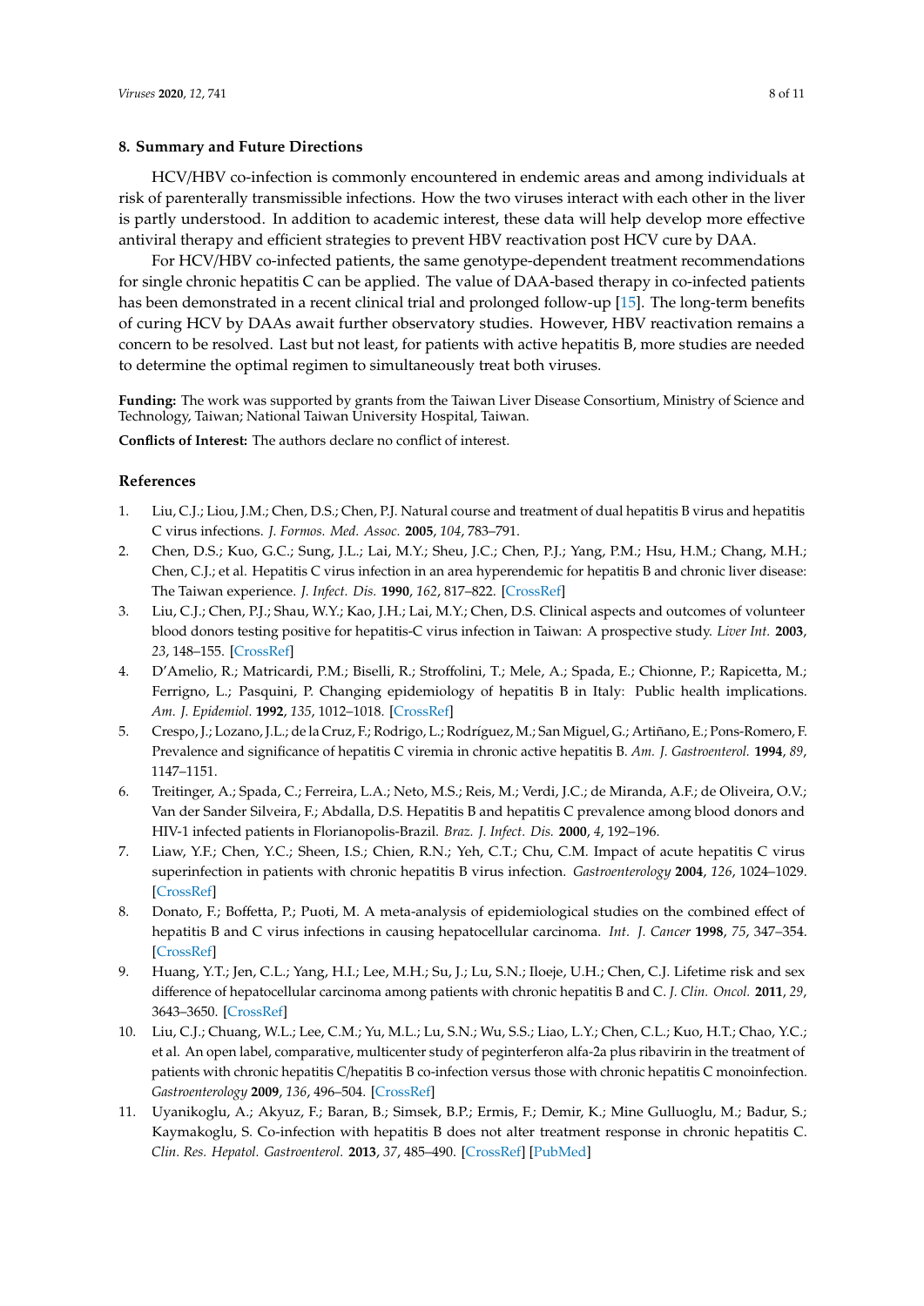## 8. Summary and Future Directions

HCV/HBV co-infection is commonly encountered in endemic areas and among individuals at risk of parenterally transmissible infections. How the two viruses interact with each other in the liver is partly understood. In addition to academic interest, these data will help develop more effective antiviral therapy and efficient strategies to prevent HBV reactivation post HCV cure by DAA.

For HCV/HBV co-infected patients, the same genotype-dependent treatment recommendations for single chronic hepatitis C can be applied. The value of DAA-based therapy in co-infected patients has been demonstrated in a recent clinical trial and prolonged follow-up [15]. The long-term benefits of curing HCV by DAAs await further observatory studies. However, HBV reactivation remains a concern to be resolved. Last but not least, for patients with active hepatitis B, more studies are needed to determine the optimal regimen to simultaneously treat both viruses.

**Funding:** The work was supported by grants from the Taiwan Liver Disease Consortium, Ministry of Science and Technology, Taiwan; National Taiwan University Hospital, Taiwan.

**Conflicts of Interest:** The authors declare no conflict of interest.

## References

1. Liu, C.J.; Liou, J.M.; Chen, D.S.; Chen, P.J. Natural course and treatment of dual hepatitis B virus and hepatitis C virus infections. *J. Formos. Med. Assoc.* **2005**, *104*, 783–791.
2. Chen, D.S.; Kuo, G.C.; Sung, J.L.; Lai, M.Y.; Sheu, J.C.; Chen, P.J.; Yang, P.M.; Hsu, H.M.; Chang, M.H.; Chen, C.J.; et al. Hepatitis C virus infection in an area hyperendemic for hepatitis B and chronic liver disease: The Taiwan experience. *J. Infect. Dis.* **1990**, *162*, 817–822. [CrossRef]
3. Liu, C.J.; Chen, P.J.; Shau, W.Y.; Kao, J.H.; Lai, M.Y.; Chen, D.S. Clinical aspects and outcomes of volunteer blood donors testing positive for hepatitis-C virus infection in Taiwan: A prospective study. *Liver Int.* **2003**, *23*, 148–155. [CrossRef]
4. D'Amelio, R.; Matricardi, P.M.; Biselli, R.; Stroffolini, T.; Mele, A.; Spada, E.; Chionne, P.; Rapicetta, M.; Ferrigno, L.; Pasquini, P. Changing epidemiology of hepatitis B in Italy: Public health implications. *Am. J. Epidemiol.* **1992**, *135*, 1012–1018. [CrossRef]
5. Crespo, J.; Lozano, J.L.; de la Cruz, F.; Rodrigo, L.; Rodríguez, M.; San Miguel, G.; Artiñano, E.; Pons-Romero, F. Prevalence and significance of hepatitis C viremia in chronic active hepatitis B. *Am. J. Gastroenterol.* **1994**, *89*, 1147–1151.
6. Treitinger, A.; Spada, C.; Ferreira, L.A.; Neto, M.S.; Reis, M.; Verdi, J.C.; de Miranda, A.F.; de Oliveira, O.V.; Van der Sander Silveira, F.; Abdalla, D.S. Hepatitis B and hepatitis C prevalence among blood donors and HIV-1 infected patients in Florianopolis-Brazil. *Braz. J. Infect. Dis.* **2000**, *4*, 192–196.
7. Liaw, Y.F.; Chen, Y.C.; Sheen, I.S.; Chien, R.N.; Yeh, C.T.; Chu, C.M. Impact of acute hepatitis C virus superinfection in patients with chronic hepatitis B virus infection. *Gastroenterology* **2004**, *126*, 1024–1029. [CrossRef]
8. Donato, F.; Boffetta, P.; Puoti, M. A meta-analysis of epidemiological studies on the combined effect of hepatitis B and C virus infections in causing hepatocellular carcinoma. *Int. J. Cancer* **1998**, *75*, 347–354. [CrossRef]
9. Huang, Y.T.; Jen, C.L.; Yang, H.I.; Lee, M.H.; Su, J.; Lu, S.N.; Iloeje, U.H.; Chen, C.J. Lifetime risk and sex difference of hepatocellular carcinoma among patients with chronic hepatitis B and C. *J. Clin. Oncol.* **2011**, *29*, 3643–3650. [CrossRef]
10. Liu, C.J.; Chuang, W.L.; Lee, C.M.; Yu, M.L.; Lu, S.N.; Wu, S.S.; Liao, L.Y.; Chen, C.L.; Kuo, H.T.; Chao, Y.C.; et al. An open label, comparative, multicenter study of peginterferon alfa-2a plus ribavirin in the treatment of patients with chronic hepatitis C/hepatitis B co-infection versus those with chronic hepatitis C monoinfection. *Gastroenterology* **2009**, *136*, 496–504. [CrossRef]
11. Uyanikoglu, A.; Akyuz, F.; Baran, B.; Simsek, B.P.; Ermis, F.; Demir, K.; Mine Gulluoglu, M.; Badur, S.; Kaymakoglu, S. Co-infection with hepatitis B does not alter treatment response in chronic hepatitis C. *Clin. Res. Hepatol. Gastroenterol.* **2013**, *37*, 485–490. [CrossRef] [PubMed]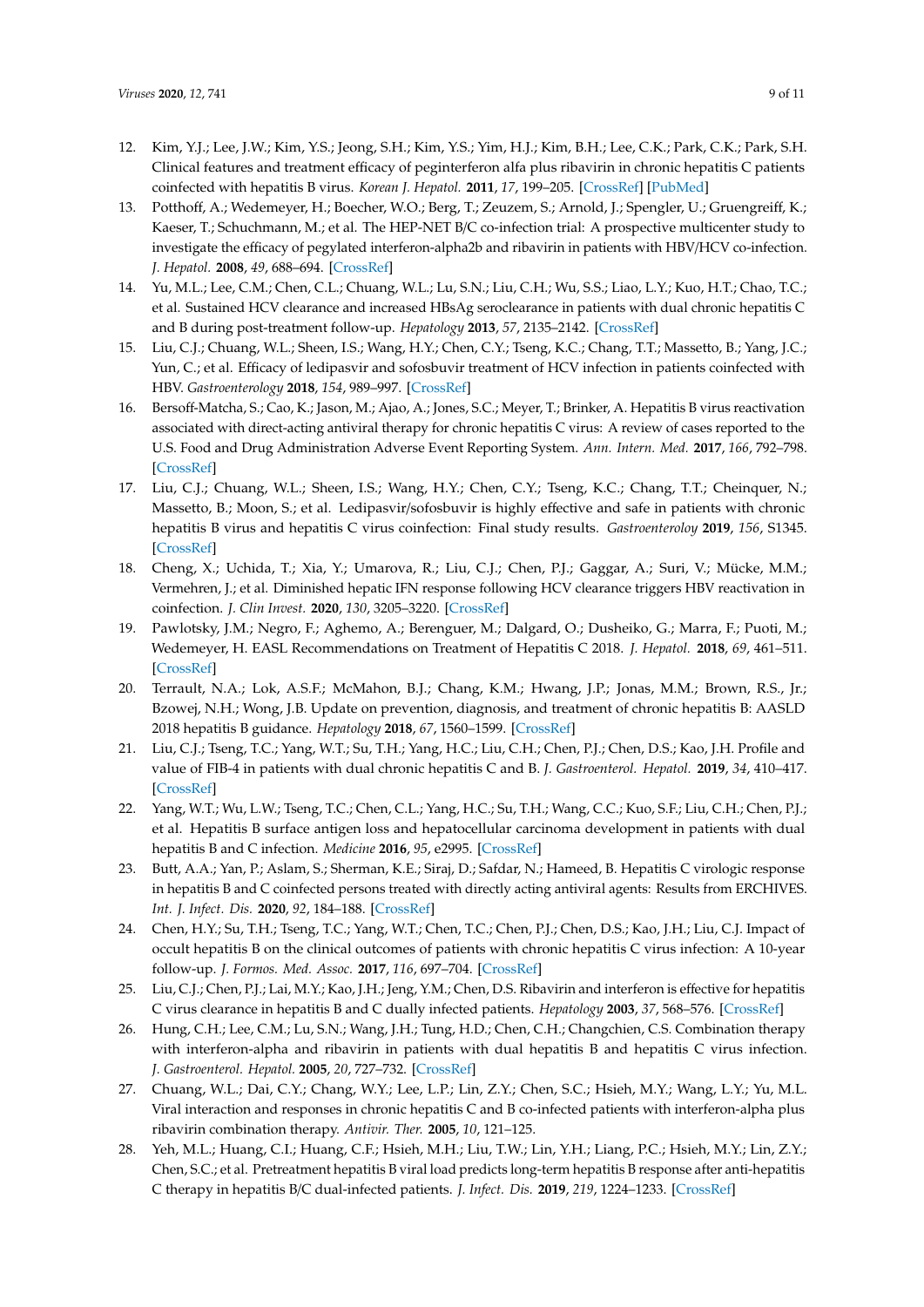12. Kim, Y.J.; Lee, J.W.; Kim, Y.S.; Jeong, S.H.; Kim, Y.S.; Yim, H.J.; Kim, B.H.; Lee, C.K.; Park, C.K.; Park, S.H. Clinical features and treatment efficacy of peginterferon alfa plus ribavirin in chronic hepatitis C patients coinfected with hepatitis B virus. *Korean J. Hepatol.* **2011**, *17*, 199–205. [CrossRef] [PubMed]
13. Potthoff, A.; Wedemeyer, H.; Boecher, W.O.; Berg, T.; Zeuzem, S.; Arnold, J.; Spengler, U.; Gruengreiff, K.; Kaeser, T.; Schuchmann, M.; et al. The HEP-NET B/C co-infection trial: A prospective multicenter study to investigate the efficacy of pegylated interferon-alpha2b and ribavirin in patients with HBV/HCV co-infection. *J. Hepatol.* **2008**, *49*, 688–694. [CrossRef]
14. Yu, M.L.; Lee, C.M.; Chen, C.L.; Chuang, W.L.; Lu, S.N.; Liu, C.H.; Wu, S.S.; Liao, L.Y.; Kuo, H.T.; Chao, T.C.; et al. Sustained HCV clearance and increased HBsAg seroclearance in patients with dual chronic hepatitis C and B during post-treatment follow-up. *Hepatology* **2013**, *57*, 2135–2142. [CrossRef]
15. Liu, C.J.; Chuang, W.L.; Sheen, I.S.; Wang, H.Y.; Chen, C.Y.; Tseng, K.C.; Chang, T.T.; Massetto, B.; Yang, J.C.; Yun, C.; et al. Efficacy of ledipasvir and sofosbuvir treatment of HCV infection in patients coinfected with HBV. *Gastroenterology* **2018**, *154*, 989–997. [CrossRef]
16. Bersoff-Matcha, S.; Cao, K.; Jason, M.; Ajao, A.; Jones, S.C.; Meyer, T.; Brinker, A. Hepatitis B virus reactivation associated with direct-acting antiviral therapy for chronic hepatitis C virus: A review of cases reported to the U.S. Food and Drug Administration Adverse Event Reporting System. *Ann. Intern. Med.* **2017**, *166*, 792–798. [CrossRef]
17. Liu, C.J.; Chuang, W.L.; Sheen, I.S.; Wang, H.Y.; Chen, C.Y.; Tseng, K.C.; Chang, T.T.; Cheinquer, N.; Massetto, B.; Moon, S.; et al. Ledipasvir/sofosbuvir is highly effective and safe in patients with chronic hepatitis B virus and hepatitis C virus coinfection: Final study results. *Gastroenteroloy* **2019**, *156*, S1345. [CrossRef]
18. Cheng, X.; Uchida, T.; Xia, Y.; Umarova, R.; Liu, C.J.; Chen, P.J.; Gaggar, A.; Suri, V.; Mücke, M.M.; Vermehren, J.; et al. Diminished hepatic IFN response following HCV clearance triggers HBV reactivation in coinfection. *J. Clin Invest.* **2020**, *130*, 3205–3220. [CrossRef]
19. Pawlotsky, J.M.; Negro, F.; Aghemo, A.; Berenguer, M.; Dalgard, O.; Dusheiko, G.; Marra, F.; Puoti, M.; Wedemeyer, H. EASL Recommendations on Treatment of Hepatitis C 2018. *J. Hepatol.* **2018**, *69*, 461–511. [CrossRef]
20. Terrault, N.A.; Lok, A.S.F.; McMahon, B.J.; Chang, K.M.; Hwang, J.P.; Jonas, M.M.; Brown, R.S., Jr.; Bzowej, N.H.; Wong, J.B. Update on prevention, diagnosis, and treatment of chronic hepatitis B: AASLD 2018 hepatitis B guidance. *Hepatology* **2018**, *67*, 1560–1599. [CrossRef]
21. Liu, C.J.; Tseng, T.C.; Yang, W.T.; Su, T.H.; Yang, H.C.; Liu, C.H.; Chen, P.J.; Chen, D.S.; Kao, J.H. Profile and value of FIB-4 in patients with dual chronic hepatitis C and B. *J. Gastroenterol. Hepatol.* **2019**, *34*, 410–417. [CrossRef]
22. Yang, W.T.; Wu, L.W.; Tseng, T.C.; Chen, C.L.; Yang, H.C.; Su, T.H.; Wang, C.C.; Kuo, S.F.; Liu, C.H.; Chen, P.J.; et al. Hepatitis B surface antigen loss and hepatocellular carcinoma development in patients with dual hepatitis B and C infection. *Medicine* **2016**, *95*, e2995. [CrossRef]
23. Butt, A.A.; Yan, P.; Aslam, S.; Sherman, K.E.; Siraj, D.; Safdar, N.; Hameed, B. Hepatitis C virologic response in hepatitis B and C coinfected persons treated with directly acting antiviral agents: Results from ERCHIVES. *Int. J. Infect. Dis.* **2020**, *92*, 184–188. [CrossRef]
24. Chen, H.Y.; Su, T.H.; Tseng, T.C.; Yang, W.T.; Chen, T.C.; Chen, P.J.; Chen, D.S.; Kao, J.H.; Liu, C.J. Impact of occult hepatitis B on the clinical outcomes of patients with chronic hepatitis C virus infection: A 10-year follow-up. *J. Formos. Med. Assoc.* **2017**, *116*, 697–704. [CrossRef]
25. Liu, C.J.; Chen, P.J.; Lai, M.Y.; Kao, J.H.; Jeng, Y.M.; Chen, D.S. Ribavirin and interferon is effective for hepatitis C virus clearance in hepatitis B and C dually infected patients. *Hepatology* **2003**, *37*, 568–576. [CrossRef]
26. Hung, C.H.; Lee, C.M.; Lu, S.N.; Wang, J.H.; Tung, H.D.; Chen, C.H.; Changchien, C.S. Combination therapy with interferon-alpha and ribavirin in patients with dual hepatitis B and hepatitis C virus infection. *J. Gastroenterol. Hepatol.* **2005**, *20*, 727–732. [CrossRef]
27. Chuang, W.L.; Dai, C.Y.; Chang, W.Y.; Lee, L.P.; Lin, Z.Y.; Chen, S.C.; Hsieh, M.Y.; Wang, L.Y.; Yu, M.L. Viral interaction and responses in chronic hepatitis C and B co-infected patients with interferon-alpha plus ribavirin combination therapy. *Antivir. Ther.* **2005**, *10*, 121–125.
28. Yeh, M.L.; Huang, C.I.; Huang, C.F.; Hsieh, M.H.; Liu, T.W.; Lin, Y.H.; Liang, P.C.; Hsieh, M.Y.; Lin, Z.Y.; Chen, S.C.; et al. Pretreatment hepatitis B viral load predicts long-term hepatitis B response after anti-hepatitis C therapy in hepatitis B/C dual-infected patients. *J. Infect. Dis.* **2019**, *219*, 1224–1233. [CrossRef]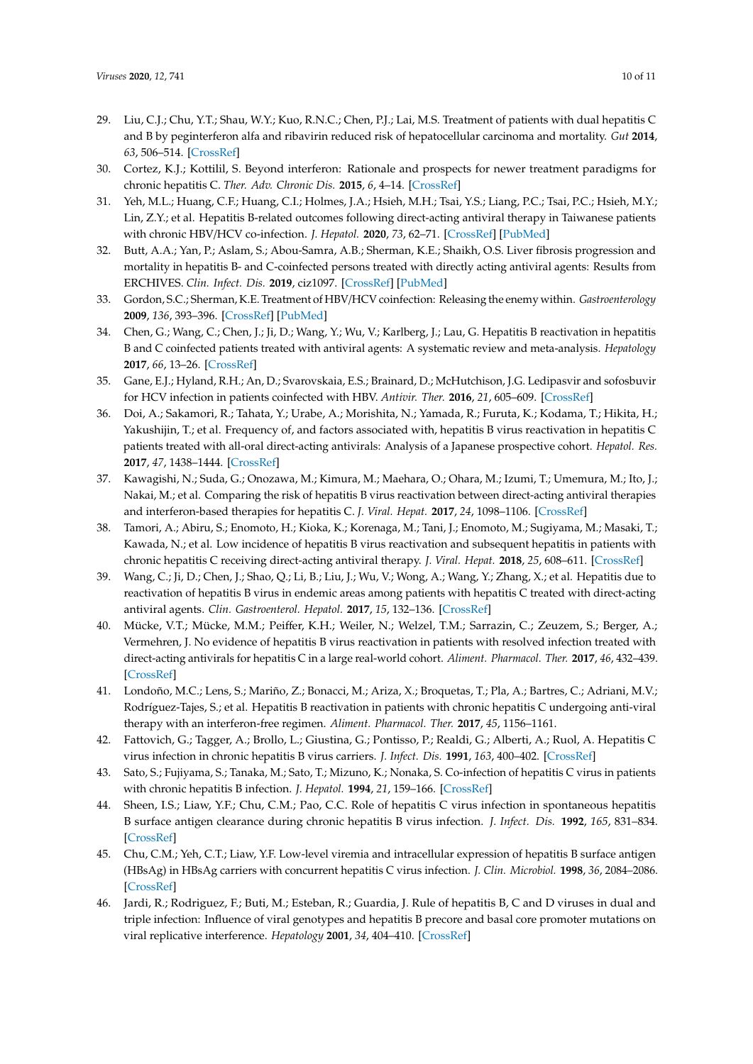29. Liu, C.J.; Chu, Y.T.; Shau, W.Y.; Kuo, R.N.C.; Chen, P.J.; Lai, M.S. Treatment of patients with dual hepatitis C and B by peginterferon alfa and ribavirin reduced risk of hepatocellular carcinoma and mortality. *Gut* **2014**, *63*, 506–514. [CrossRef]
30. Cortez, K.J.; Kottilil, S. Beyond interferon: Rationale and prospects for newer treatment paradigms for chronic hepatitis C. *Ther. Adv. Chronic Dis.* **2015**, *6*, 4–14. [CrossRef]
31. Yeh, M.L.; Huang, C.F.; Huang, C.I.; Holmes, J.A.; Hsieh, M.H.; Tsai, Y.S.; Liang, P.C.; Tsai, P.C.; Hsieh, M.Y.; Lin, Z.Y.; et al. Hepatitis B-related outcomes following direct-acting antiviral therapy in Taiwanese patients with chronic HBV/HCV co-infection. *J. Hepatol.* **2020**, *73*, 62–71. [CrossRef] [PubMed]
32. Butt, A.A.; Yan, P.; Aslam, S.; Abou-Samra, A.B.; Sherman, K.E.; Shaikh, O.S. Liver fibrosis progression and mortality in hepatitis B- and C-coinfected persons treated with directly acting antiviral agents: Results from ERCHIVES. *Clin. Infect. Dis.* **2019**, ciz1097. [CrossRef] [PubMed]
33. Gordon, S.C.; Sherman, K.E. Treatment of HBV/HCV coinfection: Releasing the enemy within. *Gastroenterology* **2009**, *136*, 393–396. [CrossRef] [PubMed]
34. Chen, G.; Wang, C.; Chen, J.; Ji, D.; Wang, Y.; Wu, V.; Karlberg, J.; Lau, G. Hepatitis B reactivation in hepatitis B and C coinfected patients treated with antiviral agents: A systematic review and meta-analysis. *Hepatology* **2017**, *66*, 13–26. [CrossRef]
35. Gane, E.J.; Hyland, R.H.; An, D.; Svarovskaia, E.S.; Brainard, D.; McHutchison, J.G. Ledipasvir and sofosbuvir for HCV infection in patients coinfected with HBV. *Antivir. Ther.* **2016**, *21*, 605–609. [CrossRef]
36. Doi, A.; Sakamori, R.; Tahata, Y.; Urabe, A.; Morishita, N.; Yamada, R.; Furuta, K.; Kodama, T.; Hikita, H.; Yakushijin, T.; et al. Frequency of, and factors associated with, hepatitis B virus reactivation in hepatitis C patients treated with all-oral direct-acting antivirals: Analysis of a Japanese prospective cohort. *Hepatol. Res.* **2017**, *47*, 1438–1444. [CrossRef]
37. Kawagishi, N.; Suda, G.; Onozawa, M.; Kimura, M.; Maehara, O.; Ohara, M.; Izumi, T.; Umemura, M.; Ito, J.; Nakai, M.; et al. Comparing the risk of hepatitis B virus reactivation between direct-acting antiviral therapies and interferon-based therapies for hepatitis C. *J. Viral. Hepat.* **2017**, *24*, 1098–1106. [CrossRef]
38. Tamori, A.; Abiru, S.; Enomoto, H.; Kioka, K.; Korenaga, M.; Tani, J.; Enomoto, M.; Sugiyama, M.; Masaki, T.; Kawada, N.; et al. Low incidence of hepatitis B virus reactivation and subsequent hepatitis in patients with chronic hepatitis C receiving direct-acting antiviral therapy. *J. Viral. Hepat.* **2018**, *25*, 608–611. [CrossRef]
39. Wang, C.; Ji, D.; Chen, J.; Shao, Q.; Li, B.; Liu, J.; Wu, V.; Wong, A.; Wang, Y.; Zhang, X.; et al. Hepatitis due to reactivation of hepatitis B virus in endemic areas among patients with hepatitis C treated with direct-acting antiviral agents. *Clin. Gastroenterol. Hepatol.* **2017**, *15*, 132–136. [CrossRef]
40. Mücke, V.T.; Mücke, M.M.; Peiffer, K.H.; Weiler, N.; Welzel, T.M.; Sarrazin, C.; Zeuzem, S.; Berger, A.; Vermehren, J. No evidence of hepatitis B virus reactivation in patients with resolved infection treated with direct-acting antivirals for hepatitis C in a large real-world cohort. *Aliment. Pharmacol. Ther.* **2017**, *46*, 432–439. [CrossRef]
41. Londoño, M.C.; Lens, S.; Mariño, Z.; Bonacci, M.; Ariza, X.; Broquetas, T.; Pla, A.; Bartres, C.; Adriani, M.V.; Rodríguez-Tajes, S.; et al. Hepatitis B reactivation in patients with chronic hepatitis C undergoing anti-viral therapy with an interferon-free regimen. *Aliment. Pharmacol. Ther.* **2017**, *45*, 1156–1161.
42. Fattovich, G.; Tagger, A.; Brollo, L.; Giustina, G.; Pontisso, P.; Realdi, G.; Alberti, A.; Ruol, A. Hepatitis C virus infection in chronic hepatitis B virus carriers. *J. Infect. Dis.* **1991**, *163*, 400–402. [CrossRef]
43. Sato, S.; Fujiyama, S.; Tanaka, M.; Sato, T.; Mizuno, K.; Nonaka, S. Co-infection of hepatitis C virus in patients with chronic hepatitis B infection. *J. Hepatol.* **1994**, *21*, 159–166. [CrossRef]
44. Sheen, I.S.; Liaw, Y.F.; Chu, C.M.; Pao, C.C. Role of hepatitis C virus infection in spontaneous hepatitis B surface antigen clearance during chronic hepatitis B virus infection. *J. Infect. Dis.* **1992**, *165*, 831–834. [CrossRef]
45. Chu, C.M.; Yeh, C.T.; Liaw, Y.F. Low-level viremia and intracellular expression of hepatitis B surface antigen (HBsAg) in HBsAg carriers with concurrent hepatitis C virus infection. *J. Clin. Microbiol.* **1998**, *36*, 2084–2086. [CrossRef]
46. Jardi, R.; Rodriguez, F.; Buti, M.; Esteban, R.; Guardia, J. Rule of hepatitis B, C and D viruses in dual and triple infection: Influence of viral genotypes and hepatitis B precore and basal core promoter mutations on viral replicative interference. *Hepatology* **2001**, *34*, 404–410. [CrossRef]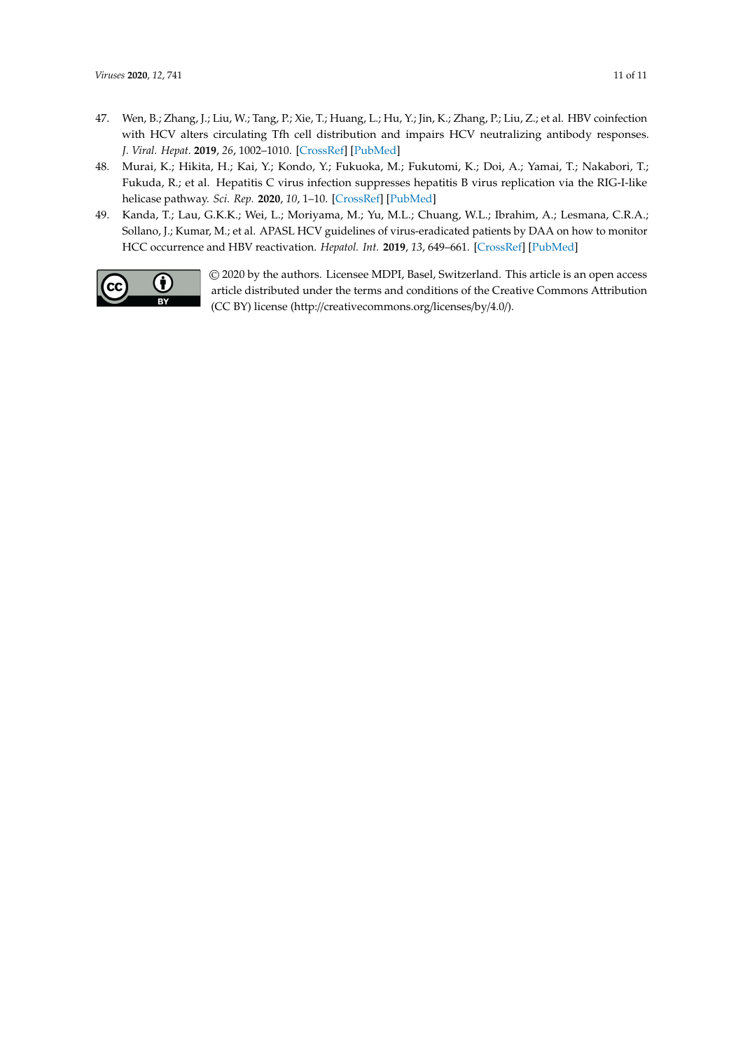47. Wen, B.; Zhang, J.; Liu, W.; Tang, P.; Xie, T.; Huang, L.; Hu, Y.; Jin, K.; Zhang, P.; Liu, Z.; et al. HBV coinfection with HCV alters circulating Tfh cell distribution and impairs HCV neutralizing antibody responses. *J. Viral. Hepat.* **2019**, *26*, 1002–1010. [CrossRef] [PubMed]
48. Murai, K.; Hikita, H.; Kai, Y.; Kondo, Y.; Fukuoka, M.; Fukutomi, K.; Doi, A.; Yamai, T.; Nakabori, T.; Fukuda, R.; et al. Hepatitis C virus infection suppresses hepatitis B virus replication via the RIG-I-like helicase pathway. *Sci. Rep.* **2020**, *10*, 1–10. [CrossRef] [PubMed]
49. Kanda, T.; Lau, G.K.K.; Wei, L.; Moriyama, M.; Yu, M.L.; Chuang, W.L.; Ibrahim, A.; Lesmana, C.R.A.; Sollano, J.; Kumar, M.; et al. APASL HCV guidelines of virus-eradicated patients by DAA on how to monitor HCC occurrence and HBV reactivation. *Hepatol. Int.* **2019**, *13*, 649–661. [CrossRef] [PubMed]

© 2020 by the authors. Licensee MDPI, Basel, Switzerland. This article is an open access article distributed under the terms and conditions of the Creative Commons Attribution (CC BY) license (http://creativecommons.org/licenses/by/4.0/).